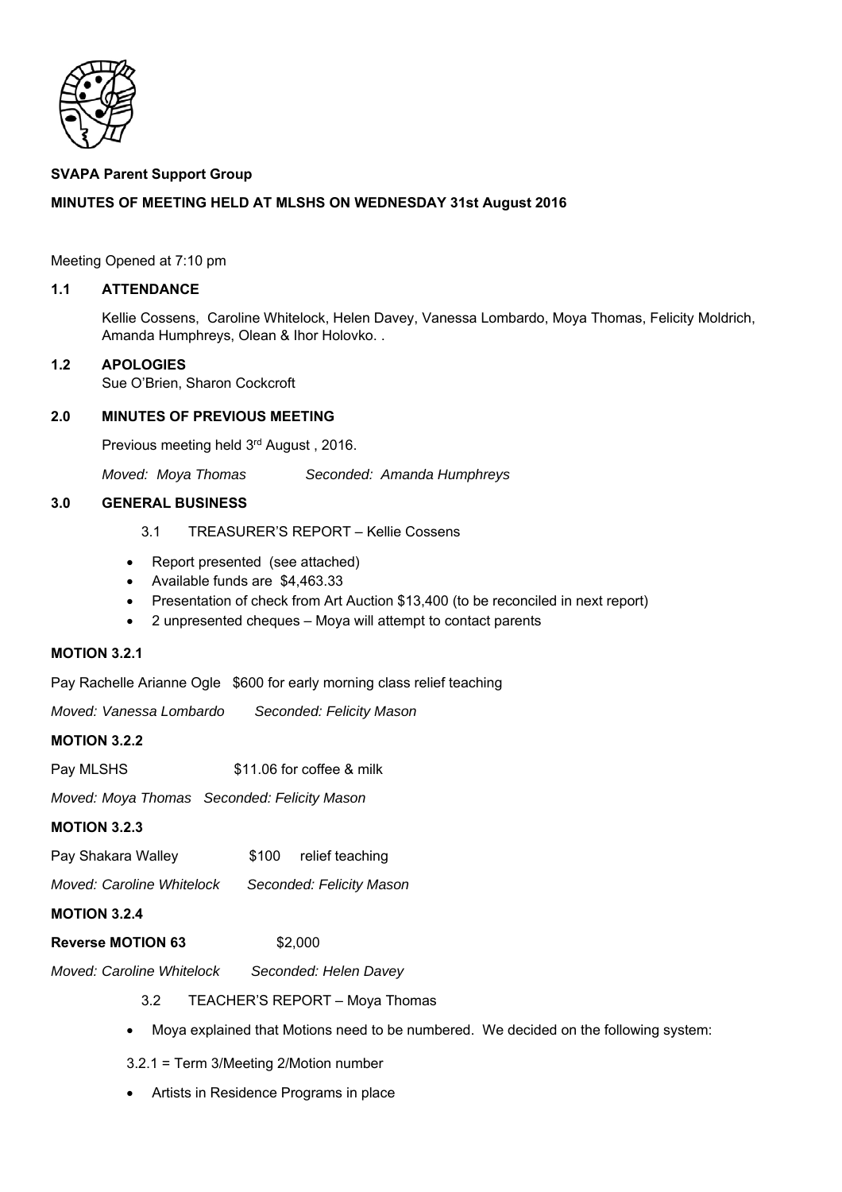**SVAPA Parent Support Group**

**MINUTES OF MEETING HELD AT MLSHS ON WEDNESDAY 31st August 2016**

Meeting Opened at 7:10 pm

## 1.1 ATTENDANCE

Kellie Cossens, Caroline Whitelock, Helen Davey, Vanessa Lombardo, Moya Thomas, Felicity Moldrich, Amanda Humphreys, Olean & Ihor Holovko. .

## 1.2 APOLOGIES

Sue O'Brien, Sharon Cockcroft

## 2.0 MINUTES OF PREVIOUS MEETING

Previous meeting held 3rd August , 2016.

*Moved: Moya Thomas* *Seconded: Amanda Humphreys*

## 3.0 GENERAL BUSINESS

3.1 TREASURER'S REPORT – Kellie Cossens

- Report presented (see attached)
- Available funds are $4,463.33
- Presentation of check from Art Auction $13,400 (to be reconciled in next report)
- 2 unpresented cheques – Moya will attempt to contact parents

**MOTION 3.2.1**

Pay Rachelle Arianne Ogle $600 for early morning class relief teaching

*Moved: Vanessa Lombardo* *Seconded: Felicity Mason*

**MOTION 3.2.2**

Pay MLSHS $11.06 for coffee & milk

*Moved: Moya Thomas* *Seconded: Felicity Mason*

**MOTION 3.2.3**

Pay Shakara Walley $100 relief teaching

*Moved: Caroline Whitelock* *Seconded: Felicity Mason*

**MOTION 3.2.4**

**Reverse MOTION 63** $2,000

*Moved: Caroline Whitelock* *Seconded: Helen Davey*

3.2 TEACHER'S REPORT – Moya Thomas

- Moya explained that Motions need to be numbered. We decided on the following system:

3.2.1 = Term 3/Meeting 2/Motion number

- Artists in Residence Programs in place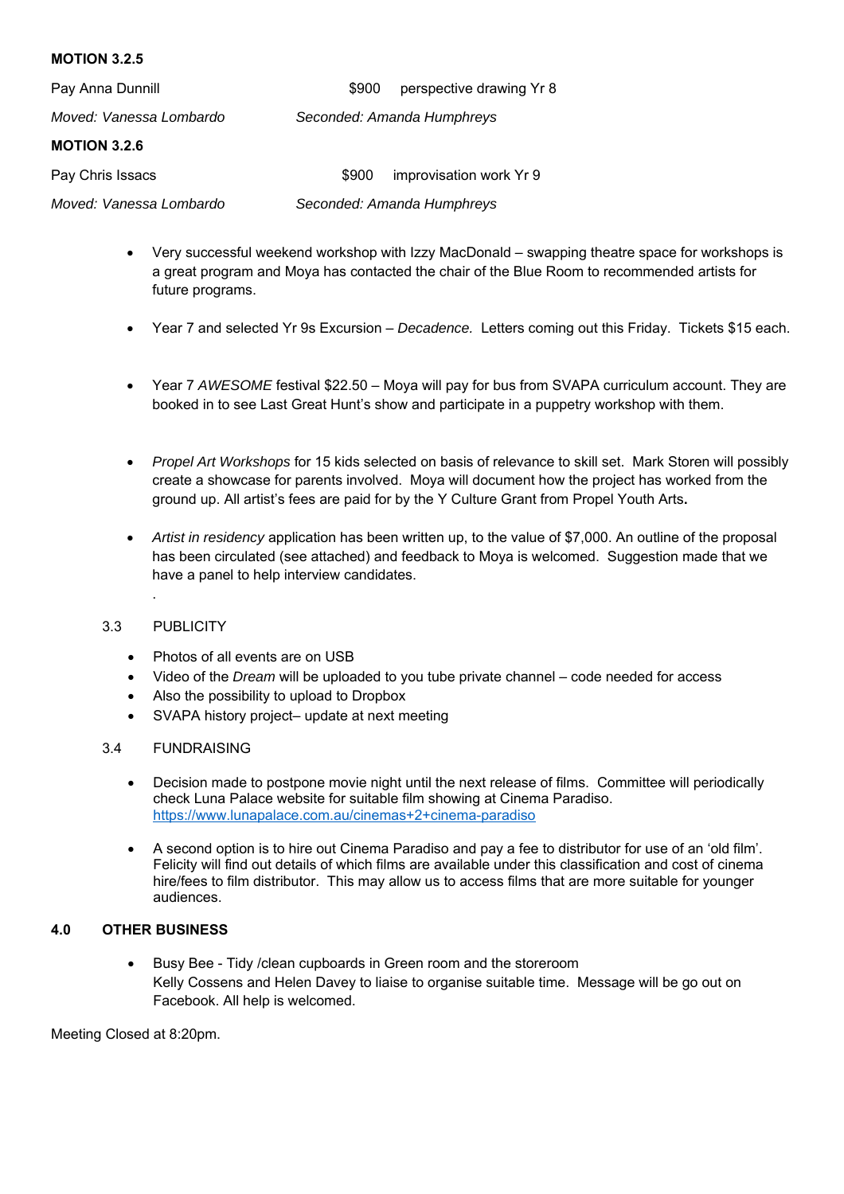**MOTION 3.2.5**

Pay Anna Dunnill $900 perspective drawing Yr 8

*Moved: Vanessa Lombardo* *Seconded: Amanda Humphreys*

**MOTION 3.2.6**

Pay Chris Issacs $900 improvisation work Yr 9

*Moved: Vanessa Lombardo* *Seconded: Amanda Humphreys*

- Very successful weekend workshop with Izzy MacDonald – swapping theatre space for workshops is a great program and Moya has contacted the chair of the Blue Room to recommended artists for future programs.
- Year 7 and selected Yr 9s Excursion – *Decadence.* Letters coming out this Friday. Tickets $15 each.
- Year 7 *AWESOME* festival $22.50 – Moya will pay for bus from SVAPA curriculum account. They are booked in to see Last Great Hunt's show and participate in a puppetry workshop with them.
- *Propel Art Workshops* for 15 kids selected on basis of relevance to skill set. Mark Storen will possibly create a showcase for parents involved. Moya will document how the project has worked from the ground up. All artist's fees are paid for by the Y Culture Grant from Propel Youth Arts**.**
- *Artist in residency* application has been written up, to the value of $7,000. An outline of the proposal has been circulated (see attached) and feedback to Moya is welcomed. Suggestion made that we have a panel to help interview candidates.

.

3.3 PUBLICITY

- Photos of all events are on USB
- Video of the *Dream* will be uploaded to you tube private channel – code needed for access
- Also the possibility to upload to Dropbox
- SVAPA history project– update at next meeting

3.4 FUNDRAISING

- Decision made to postpone movie night until the next release of films. Committee will periodically check Luna Palace website for suitable film showing at Cinema Paradiso. https://www.lunapalace.com.au/cinemas+2+cinema-paradiso
- A second option is to hire out Cinema Paradiso and pay a fee to distributor for use of an 'old film'. Felicity will find out details of which films are available under this classification and cost of cinema hire/fees to film distributor. This may allow us to access films that are more suitable for younger audiences.

**4.0 OTHER BUSINESS**

- Busy Bee - Tidy /clean cupboards in Green room and the storeroom
  Kelly Cossens and Helen Davey to liaise to organise suitable time. Message will be go out on Facebook. All help is welcomed.

Meeting Closed at 8:20pm.